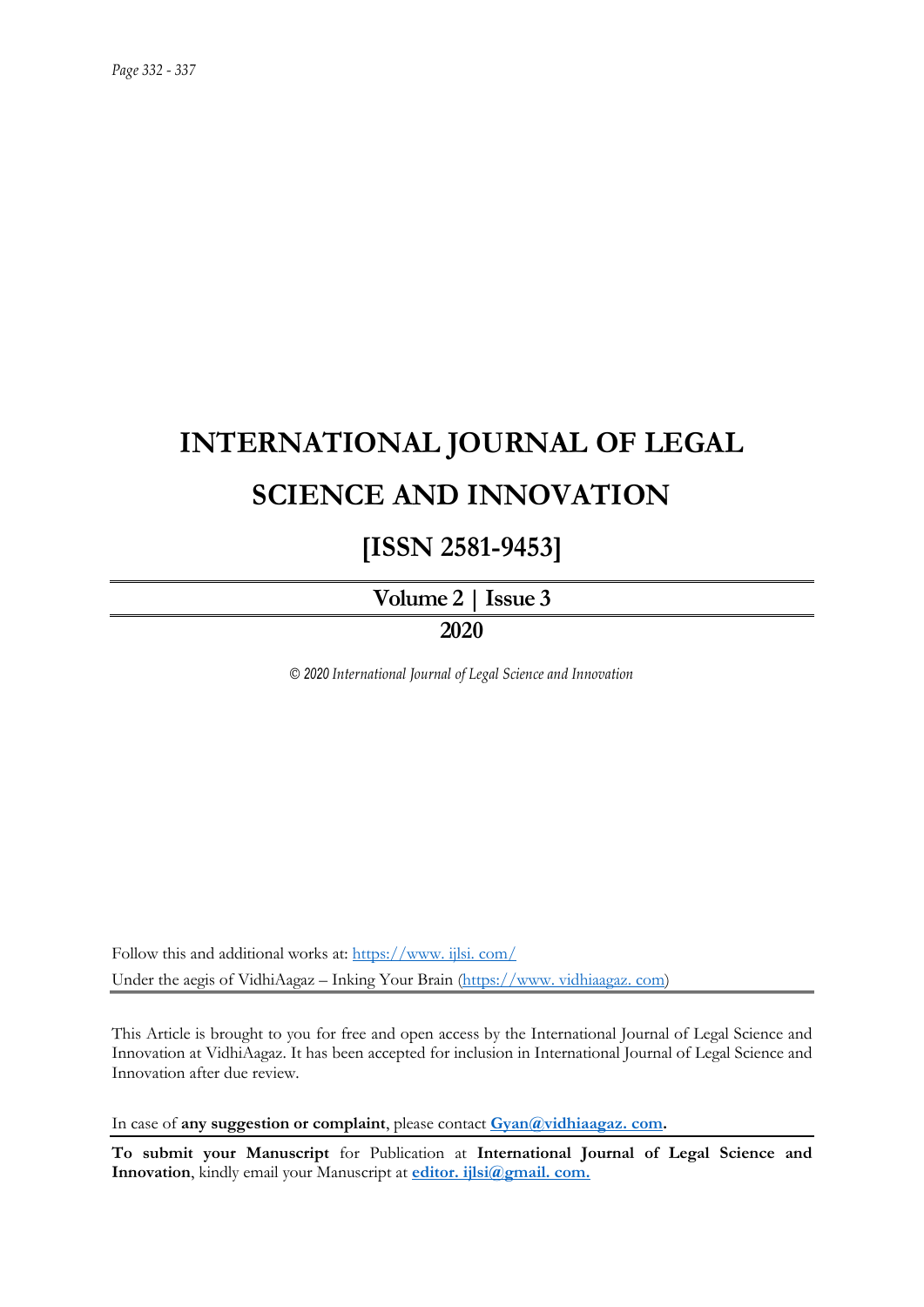# INTERNATIONAL JOURNAL OF LEGAL SCIENCE AND INNOVATION

## [ISSN 2581-9453]

**Volume 2 | Issue 3**

**2020**

*© 2020 International Journal of Legal Science and Innovation*

Follow this and additional works at: https://www. ijlsi. com/
Under the aegis of VidhiAagaz – Inking Your Brain (https://www. vidhiaagaz. com)

This Article is brought to you for free and open access by the International Journal of Legal Science and Innovation at VidhiAagaz. It has been accepted for inclusion in International Journal of Legal Science and Innovation after due review.

In case of **any suggestion or complaint**, please contact **Gyan@vidhiaagaz. com.**

**To submit your Manuscript** for Publication at **International Journal of Legal Science and Innovation**, kindly email your Manuscript at **editor. ijlsi@gmail. com.**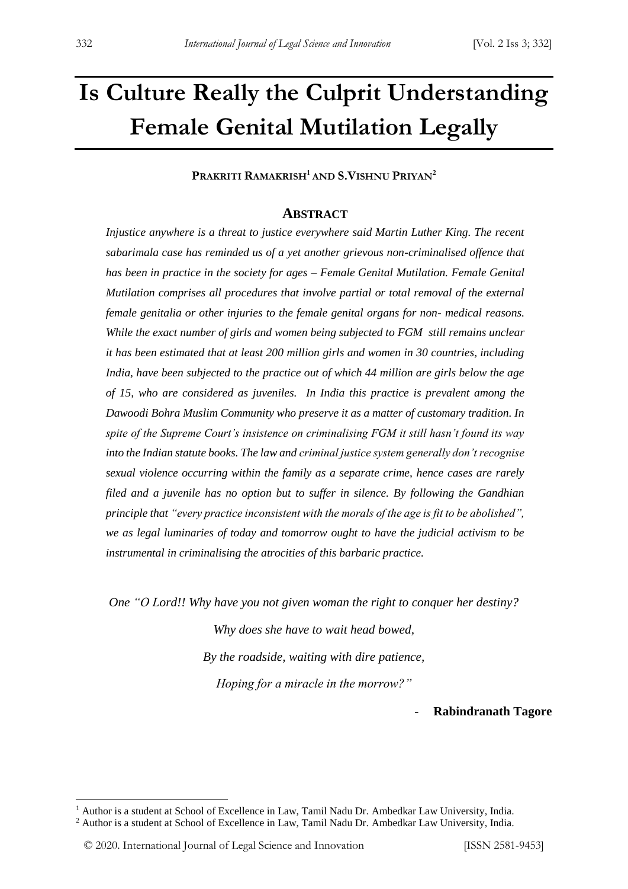# Is Culture Really the Culprit Understanding Female Genital Mutilation Legally

**PRAKRITI RAMAKRISH[1] AND S.VISHNU PRIYAN[2]**

## ABSTRACT

*Injustice anywhere is a threat to justice everywhere said Martin Luther King. The recent sabarimala case has reminded us of a yet another grievous non-criminalised offence that has been in practice in the society for ages – Female Genital Mutilation. Female Genital Mutilation comprises all procedures that involve partial or total removal of the external female genitalia or other injuries to the female genital organs for non- medical reasons. While the exact number of girls and women being subjected to FGM still remains unclear it has been estimated that at least 200 million girls and women in 30 countries, including India, have been subjected to the practice out of which 44 million are girls below the age of 15, who are considered as juveniles. In India this practice is prevalent among the Dawoodi Bohra Muslim Community who preserve it as a matter of customary tradition. In spite of the Supreme Court's insistence on criminalising FGM it still hasn't found its way into the Indian statute books. The law and criminal justice system generally don't recognise sexual violence occurring within the family as a separate crime, hence cases are rarely filed and a juvenile has no option but to suffer in silence. By following the Gandhian principle that "every practice inconsistent with the morals of the age is fit to be abolished", we as legal luminaries of today and tomorrow ought to have the judicial activism to be instrumental in criminalising the atrocities of this barbaric practice.*

*One "O Lord!! Why have you not given woman the right to conquer her destiny?*

*Why does she have to wait head bowed,*

*By the roadside, waiting with dire patience,*

*Hoping for a miracle in the morrow?"*

\- **Rabindranath Tagore**

---

[1] Author is a student at School of Excellence in Law, Tamil Nadu Dr. Ambedkar Law University, India.

[2] Author is a student at School of Excellence in Law, Tamil Nadu Dr. Ambedkar Law University, India.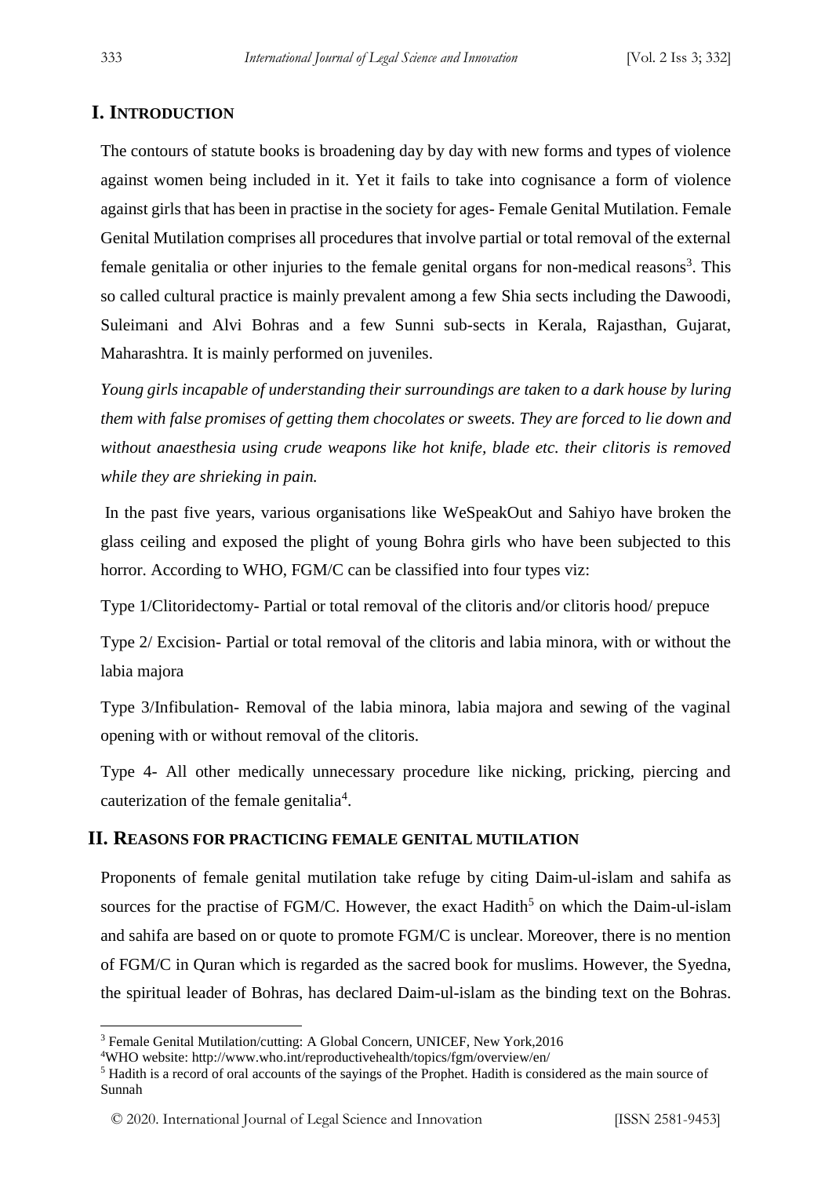## I. INTRODUCTION

The contours of statute books is broadening day by day with new forms and types of violence against women being included in it. Yet it fails to take into cognisance a form of violence against girls that has been in practise in the society for ages- Female Genital Mutilation. Female Genital Mutilation comprises all procedures that involve partial or total removal of the external female genitalia or other injuries to the female genital organs for non-medical reasons[3]. This so called cultural practice is mainly prevalent among a few Shia sects including the Dawoodi, Suleimani and Alvi Bohras and a few Sunni sub-sects in Kerala, Rajasthan, Gujarat, Maharashtra. It is mainly performed on juveniles.

*Young girls incapable of understanding their surroundings are taken to a dark house by luring them with false promises of getting them chocolates or sweets. They are forced to lie down and without anaesthesia using crude weapons like hot knife, blade etc. their clitoris is removed while they are shrieking in pain.*

In the past five years, various organisations like WeSpeakOut and Sahiyo have broken the glass ceiling and exposed the plight of young Bohra girls who have been subjected to this horror. According to WHO, FGM/C can be classified into four types viz:

Type 1/Clitoridectomy- Partial or total removal of the clitoris and/or clitoris hood/ prepuce

Type 2/ Excision- Partial or total removal of the clitoris and labia minora, with or without the labia majora

Type 3/Infibulation- Removal of the labia minora, labia majora and sewing of the vaginal opening with or without removal of the clitoris.

Type 4- All other medically unnecessary procedure like nicking, pricking, piercing and cauterization of the female genitalia[4].

## II. REASONS FOR PRACTICING FEMALE GENITAL MUTILATION

Proponents of female genital mutilation take refuge by citing Daim-ul-islam and sahifa as sources for the practise of FGM/C. However, the exact Hadith[5] on which the Daim-ul-islam and sahifa are based on or quote to promote FGM/C is unclear. Moreover, there is no mention of FGM/C in Quran which is regarded as the sacred book for muslims. However, the Syedna, the spiritual leader of Bohras, has declared Daim-ul-islam as the binding text on the Bohras.

---

[3] Female Genital Mutilation/cutting: A Global Concern, UNICEF, New York,2016

[4] WHO website: http://www.who.int/reproductivehealth/topics/fgm/overview/en/

[5] Hadith is a record of oral accounts of the sayings of the Prophet. Hadith is considered as the main source of Sunnah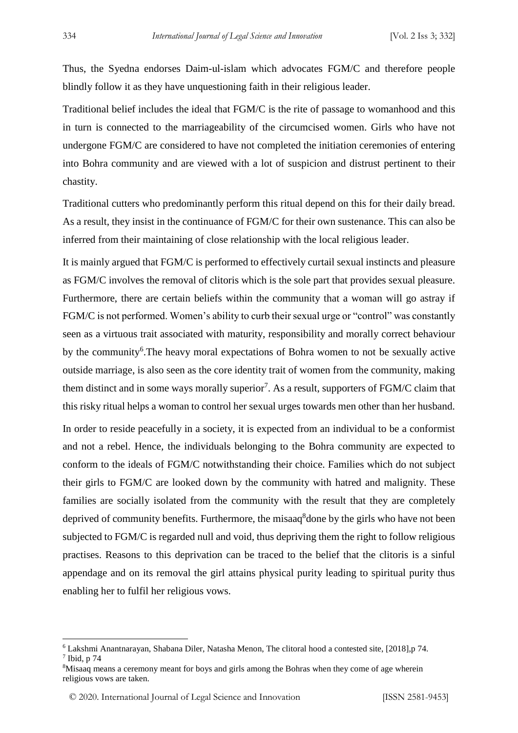Thus, the Syedna endorses Daim-ul-islam which advocates FGM/C and therefore people blindly follow it as they have unquestioning faith in their religious leader.

Traditional belief includes the ideal that FGM/C is the rite of passage to womanhood and this in turn is connected to the marriageability of the circumcised women. Girls who have not undergone FGM/C are considered to have not completed the initiation ceremonies of entering into Bohra community and are viewed with a lot of suspicion and distrust pertinent to their chastity.

Traditional cutters who predominantly perform this ritual depend on this for their daily bread. As a result, they insist in the continuance of FGM/C for their own sustenance. This can also be inferred from their maintaining of close relationship with the local religious leader.

It is mainly argued that FGM/C is performed to effectively curtail sexual instincts and pleasure as FGM/C involves the removal of clitoris which is the sole part that provides sexual pleasure. Furthermore, there are certain beliefs within the community that a woman will go astray if FGM/C is not performed. Women's ability to curb their sexual urge or "control" was constantly seen as a virtuous trait associated with maturity, responsibility and morally correct behaviour by the community[6].The heavy moral expectations of Bohra women to not be sexually active outside marriage, is also seen as the core identity trait of women from the community, making them distinct and in some ways morally superior[7]. As a result, supporters of FGM/C claim that this risky ritual helps a woman to control her sexual urges towards men other than her husband.

In order to reside peacefully in a society, it is expected from an individual to be a conformist and not a rebel. Hence, the individuals belonging to the Bohra community are expected to conform to the ideals of FGM/C notwithstanding their choice. Families which do not subject their girls to FGM/C are looked down by the community with hatred and malignity. These families are socially isolated from the community with the result that they are completely deprived of community benefits. Furthermore, the misaaq[8]done by the girls who have not been subjected to FGM/C is regarded null and void, thus depriving them the right to follow religious practises. Reasons to this deprivation can be traced to the belief that the clitoris is a sinful appendage and on its removal the girl attains physical purity leading to spiritual purity thus enabling her to fulfil her religious vows.

---

[6] Lakshmi Anantnarayan, Shabana Diler, Natasha Menon, The clitoral hood a contested site, [2018],p 74.

[7] Ibid, p 74

[8] Misaaq means a ceremony meant for boys and girls among the Bohras when they come of age wherein religious vows are taken.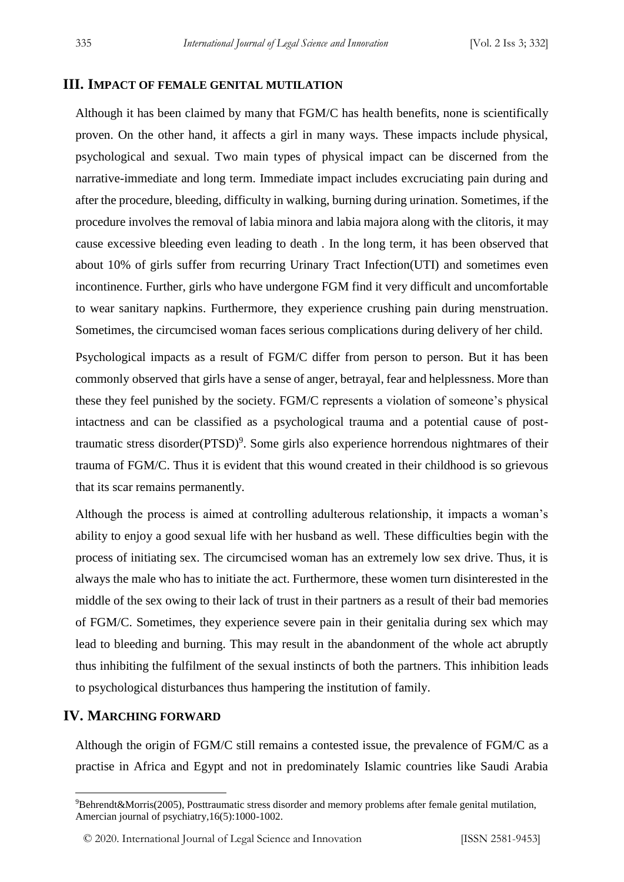## III. IMPACT OF FEMALE GENITAL MUTILATION

Although it has been claimed by many that FGM/C has health benefits, none is scientifically proven. On the other hand, it affects a girl in many ways. These impacts include physical, psychological and sexual. Two main types of physical impact can be discerned from the narrative-immediate and long term. Immediate impact includes excruciating pain during and after the procedure, bleeding, difficulty in walking, burning during urination. Sometimes, if the procedure involves the removal of labia minora and labia majora along with the clitoris, it may cause excessive bleeding even leading to death . In the long term, it has been observed that about 10% of girls suffer from recurring Urinary Tract Infection(UTI) and sometimes even incontinence. Further, girls who have undergone FGM find it very difficult and uncomfortable to wear sanitary napkins. Furthermore, they experience crushing pain during menstruation. Sometimes, the circumcised woman faces serious complications during delivery of her child.

Psychological impacts as a result of FGM/C differ from person to person. But it has been commonly observed that girls have a sense of anger, betrayal, fear and helplessness. More than these they feel punished by the society. FGM/C represents a violation of someone's physical intactness and can be classified as a psychological trauma and a potential cause of post-traumatic stress disorder(PTSD)[9]. Some girls also experience horrendous nightmares of their trauma of FGM/C. Thus it is evident that this wound created in their childhood is so grievous that its scar remains permanently.

Although the process is aimed at controlling adulterous relationship, it impacts a woman's ability to enjoy a good sexual life with her husband as well. These difficulties begin with the process of initiating sex. The circumcised woman has an extremely low sex drive. Thus, it is always the male who has to initiate the act. Furthermore, these women turn disinterested in the middle of the sex owing to their lack of trust in their partners as a result of their bad memories of FGM/C. Sometimes, they experience severe pain in their genitalia during sex which may lead to bleeding and burning. This may result in the abandonment of the whole act abruptly thus inhibiting the fulfilment of the sexual instincts of both the partners. This inhibition leads to psychological disturbances thus hampering the institution of family.

## IV. MARCHING FORWARD

Although the origin of FGM/C still remains a contested issue, the prevalence of FGM/C as a practise in Africa and Egypt and not in predominately Islamic countries like Saudi Arabia

---

[9]Behrendt&Morris(2005), Posttraumatic stress disorder and memory problems after female genital mutilation, Amercian journal of psychiatry,16(5):1000-1002.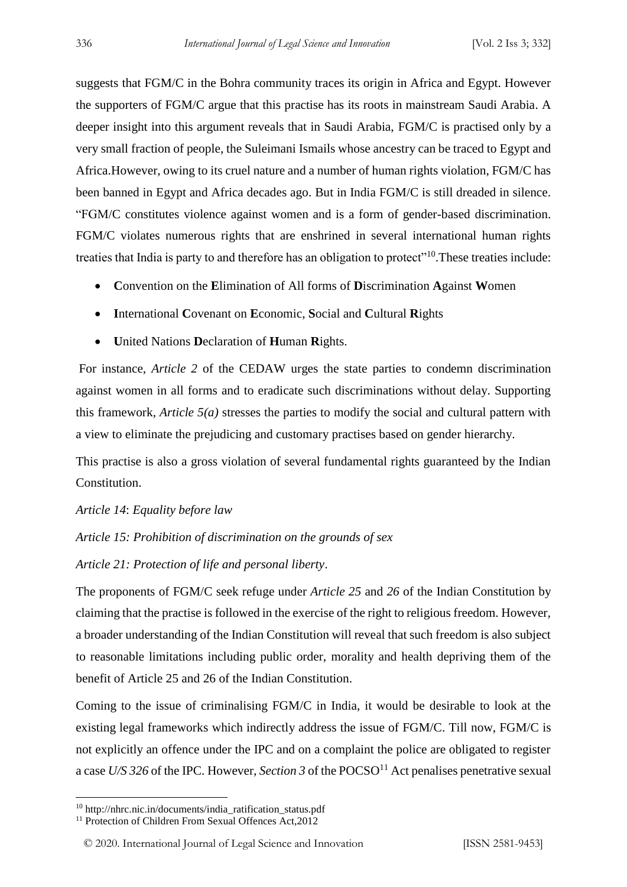suggests that FGM/C in the Bohra community traces its origin in Africa and Egypt. However the supporters of FGM/C argue that this practise has its roots in mainstream Saudi Arabia. A deeper insight into this argument reveals that in Saudi Arabia, FGM/C is practised only by a very small fraction of people, the Suleimani Ismails whose ancestry can be traced to Egypt and Africa.However, owing to its cruel nature and a number of human rights violation, FGM/C has been banned in Egypt and Africa decades ago. But in India FGM/C is still dreaded in silence. "FGM/C constitutes violence against women and is a form of gender-based discrimination. FGM/C violates numerous rights that are enshrined in several international human rights treaties that India is party to and therefore has an obligation to protect"[10].These treaties include:

- **C**onvention on the **E**limination of All forms of **D**iscrimination **A**gainst **W**omen
- **I**nternational **C**ovenant on **E**conomic, **S**ocial and **C**ultural **R**ights
- **U**nited Nations **D**eclaration of **H**uman **R**ights.

For instance, *Article 2* of the CEDAW urges the state parties to condemn discrimination against women in all forms and to eradicate such discriminations without delay. Supporting this framework, *Article 5(a)* stresses the parties to modify the social and cultural pattern with a view to eliminate the prejudicing and customary practises based on gender hierarchy.

This practise is also a gross violation of several fundamental rights guaranteed by the Indian Constitution.

*Article 14*: *Equality before law*

*Article 15: Prohibition of discrimination on the grounds of sex*

*Article 21: Protection of life and personal liberty*.

The proponents of FGM/C seek refuge under *Article 25* and *26* of the Indian Constitution by claiming that the practise is followed in the exercise of the right to religious freedom. However, a broader understanding of the Indian Constitution will reveal that such freedom is also subject to reasonable limitations including public order, morality and health depriving them of the benefit of Article 25 and 26 of the Indian Constitution.

Coming to the issue of criminalising FGM/C in India, it would be desirable to look at the existing legal frameworks which indirectly address the issue of FGM/C. Till now, FGM/C is not explicitly an offence under the IPC and on a complaint the police are obligated to register a case *U/S 326* of the IPC. However, *Section 3* of the POCSO[11] Act penalises penetrative sexual

[10] http://nhrc.nic.in/documents/india_ratification_status.pdf

[11] Protection of Children From Sexual Offences Act,2012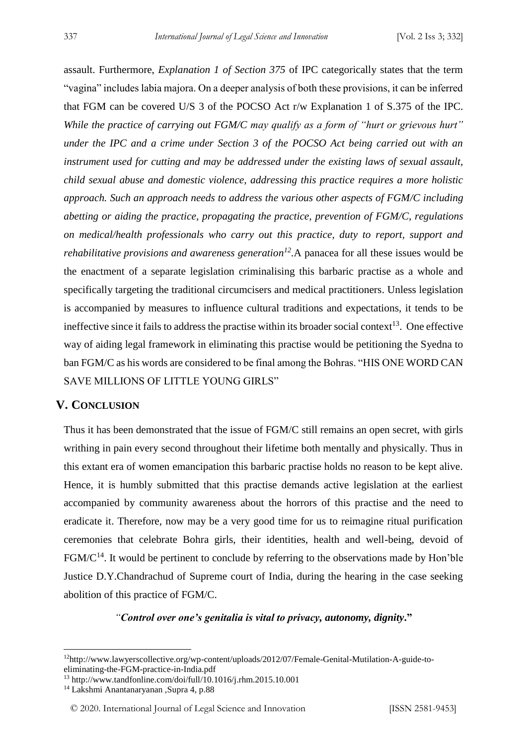assault. Furthermore, *Explanation 1 of Section 375* of IPC categorically states that the term "vagina" includes labia majora. On a deeper analysis of both these provisions, it can be inferred that FGM can be covered U/S 3 of the POCSO Act r/w Explanation 1 of S.375 of the IPC. *While the practice of carrying out FGM/C may qualify as a form of "hurt or grievous hurt" under the IPC and a crime under Section 3 of the POCSO Act being carried out with an instrument used for cutting and may be addressed under the existing laws of sexual assault, child sexual abuse and domestic violence, addressing this practice requires a more holistic approach. Such an approach needs to address the various other aspects of FGM/C including abetting or aiding the practice, propagating the practice, prevention of FGM/C, regulations on medical/health professionals who carry out this practice, duty to report, support and rehabilitative provisions and awareness generation*[12].A panacea for all these issues would be the enactment of a separate legislation criminalising this barbaric practise as a whole and specifically targeting the traditional circumcisers and medical practitioners. Unless legislation is accompanied by measures to influence cultural traditions and expectations, it tends to be ineffective since it fails to address the practise within its broader social context[13]. One effective way of aiding legal framework in eliminating this practise would be petitioning the Syedna to ban FGM/C as his words are considered to be final among the Bohras. "HIS ONE WORD CAN SAVE MILLIONS OF LITTLE YOUNG GIRLS"

## V. CONCLUSION

Thus it has been demonstrated that the issue of FGM/C still remains an open secret, with girls writhing in pain every second throughout their lifetime both mentally and physically. Thus in this extant era of women emancipation this barbaric practise holds no reason to be kept alive. Hence, it is humbly submitted that this practise demands active legislation at the earliest accompanied by community awareness about the horrors of this practise and the need to eradicate it. Therefore, now may be a very good time for us to reimagine ritual purification ceremonies that celebrate Bohra girls, their identities, health and well-being, devoid of FGM/C[14]. It would be pertinent to conclude by referring to the observations made by Hon'ble Justice D.Y.Chandrachud of Supreme court of India, during the hearing in the case seeking abolition of this practice of FGM/C.

*"**Control over one's genitalia is vital to privacy, autonomy, dignity.**"*

---

[12] http://www.lawyerscollective.org/wp-content/uploads/2012/07/Female-Genital-Mutilation-A-guide-to-eliminating-the-FGM-practice-in-India.pdf

[13] http://www.tandfonline.com/doi/full/10.1016/j.rhm.2015.10.001

[14] Lakshmi Anantanaryanan ,Supra 4, p.88